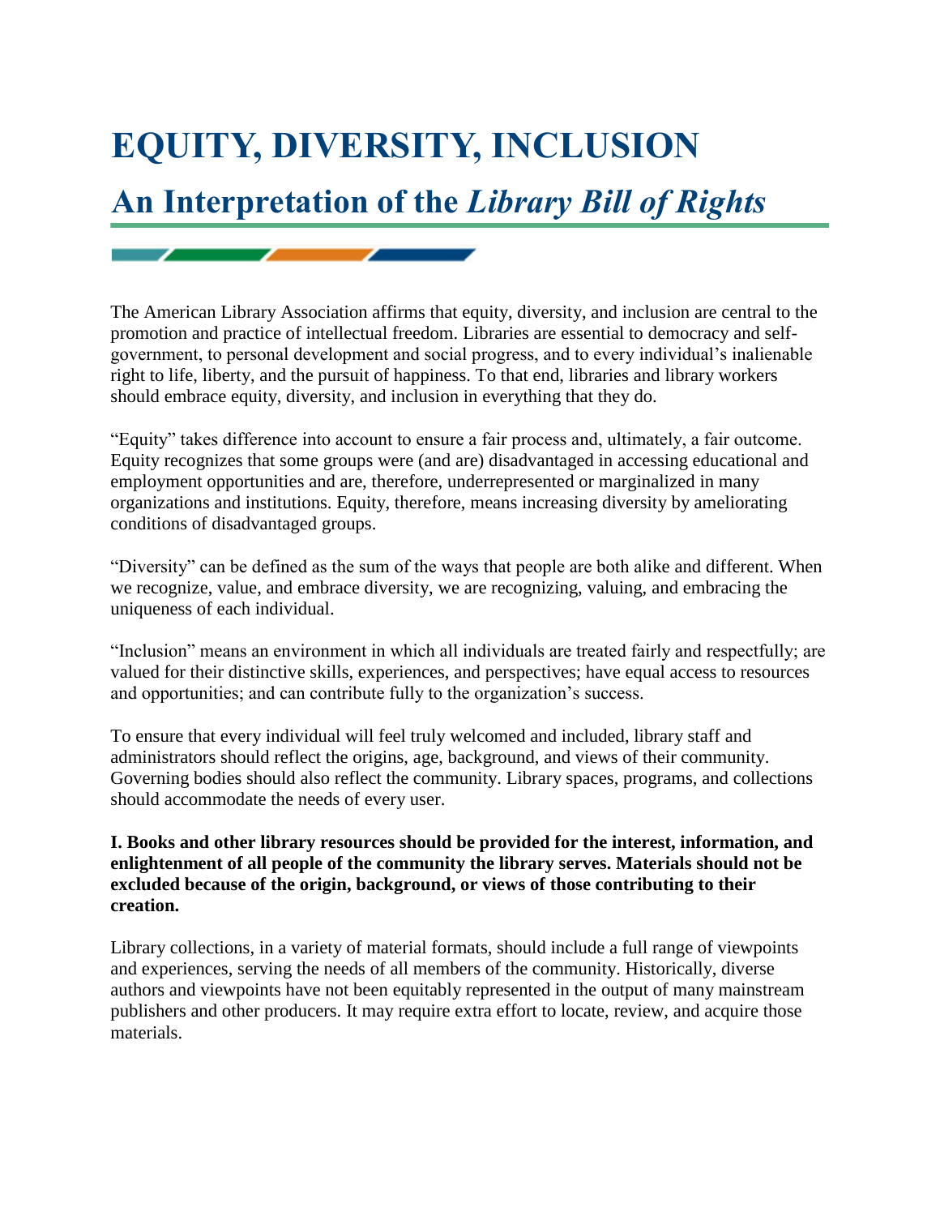# EQUITY, DIVERSITY, INCLUSION

## An Interpretation of the *Library Bill of Rights*

The American Library Association affirms that equity, diversity, and inclusion are central to the promotion and practice of intellectual freedom. Libraries are essential to democracy and self-government, to personal development and social progress, and to every individual's inalienable right to life, liberty, and the pursuit of happiness. To that end, libraries and library workers should embrace equity, diversity, and inclusion in everything that they do.

"Equity" takes difference into account to ensure a fair process and, ultimately, a fair outcome. Equity recognizes that some groups were (and are) disadvantaged in accessing educational and employment opportunities and are, therefore, underrepresented or marginalized in many organizations and institutions. Equity, therefore, means increasing diversity by ameliorating conditions of disadvantaged groups.

"Diversity" can be defined as the sum of the ways that people are both alike and different. When we recognize, value, and embrace diversity, we are recognizing, valuing, and embracing the uniqueness of each individual.

"Inclusion" means an environment in which all individuals are treated fairly and respectfully; are valued for their distinctive skills, experiences, and perspectives; have equal access to resources and opportunities; and can contribute fully to the organization's success.

To ensure that every individual will feel truly welcomed and included, library staff and administrators should reflect the origins, age, background, and views of their community. Governing bodies should also reflect the community. Library spaces, programs, and collections should accommodate the needs of every user.

**I. Books and other library resources should be provided for the interest, information, and enlightenment of all people of the community the library serves. Materials should not be excluded because of the origin, background, or views of those contributing to their creation.**

Library collections, in a variety of material formats, should include a full range of viewpoints and experiences, serving the needs of all members of the community. Historically, diverse authors and viewpoints have not been equitably represented in the output of many mainstream publishers and other producers. It may require extra effort to locate, review, and acquire those materials.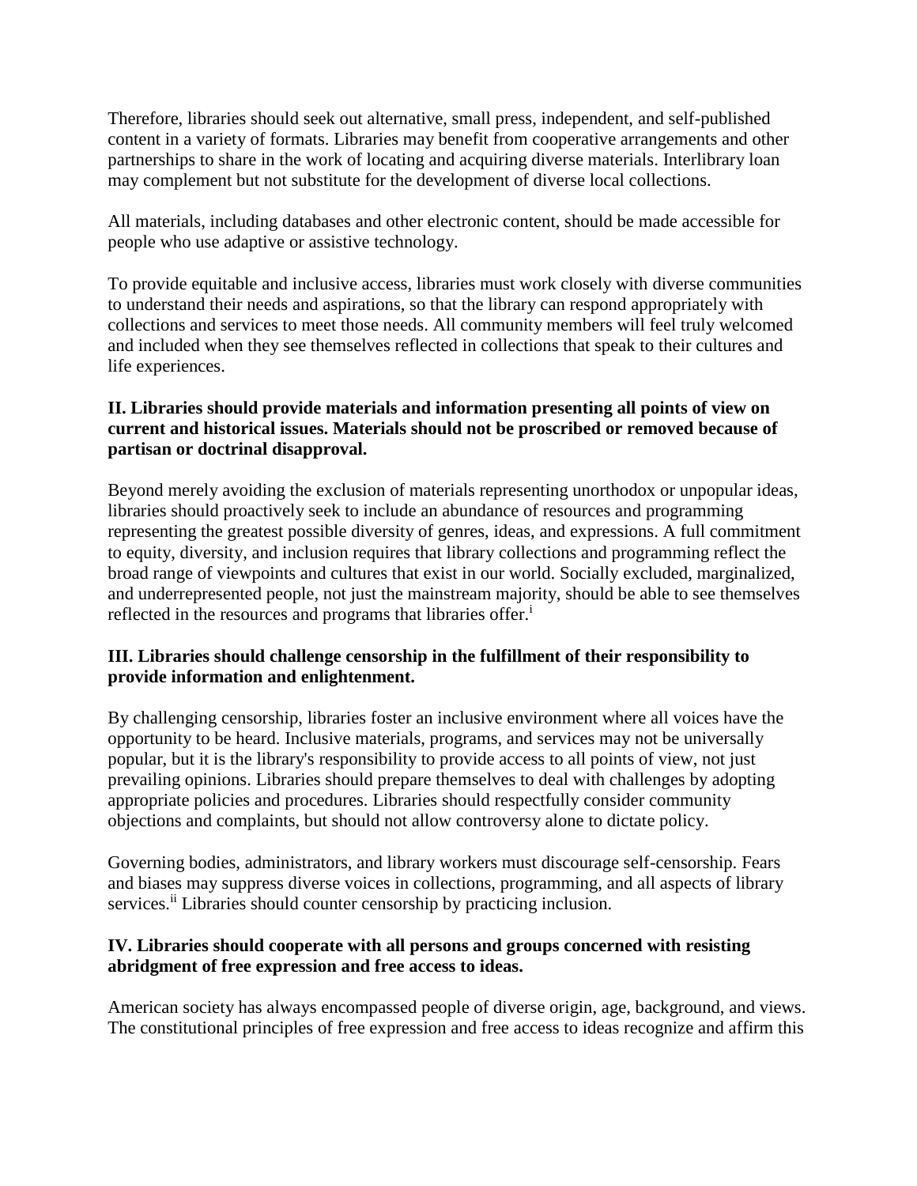Therefore, libraries should seek out alternative, small press, independent, and self-published content in a variety of formats. Libraries may benefit from cooperative arrangements and other partnerships to share in the work of locating and acquiring diverse materials. Interlibrary loan may complement but not substitute for the development of diverse local collections.

All materials, including databases and other electronic content, should be made accessible for people who use adaptive or assistive technology.

To provide equitable and inclusive access, libraries must work closely with diverse communities to understand their needs and aspirations, so that the library can respond appropriately with collections and services to meet those needs. All community members will feel truly welcomed and included when they see themselves reflected in collections that speak to their cultures and life experiences.

**II. Libraries should provide materials and information presenting all points of view on current and historical issues. Materials should not be proscribed or removed because of partisan or doctrinal disapproval.**

Beyond merely avoiding the exclusion of materials representing unorthodox or unpopular ideas, libraries should proactively seek to include an abundance of resources and programming representing the greatest possible diversity of genres, ideas, and expressions. A full commitment to equity, diversity, and inclusion requires that library collections and programming reflect the broad range of viewpoints and cultures that exist in our world. Socially excluded, marginalized, and underrepresented people, not just the mainstream majority, should be able to see themselves reflected in the resources and programs that libraries offer.[i]

**III. Libraries should challenge censorship in the fulfillment of their responsibility to provide information and enlightenment.**

By challenging censorship, libraries foster an inclusive environment where all voices have the opportunity to be heard. Inclusive materials, programs, and services may not be universally popular, but it is the library's responsibility to provide access to all points of view, not just prevailing opinions. Libraries should prepare themselves to deal with challenges by adopting appropriate policies and procedures. Libraries should respectfully consider community objections and complaints, but should not allow controversy alone to dictate policy.

Governing bodies, administrators, and library workers must discourage self-censorship. Fears and biases may suppress diverse voices in collections, programming, and all aspects of library services.[ii] Libraries should counter censorship by practicing inclusion.

**IV. Libraries should cooperate with all persons and groups concerned with resisting abridgment of free expression and free access to ideas.**

American society has always encompassed people of diverse origin, age, background, and views. The constitutional principles of free expression and free access to ideas recognize and affirm this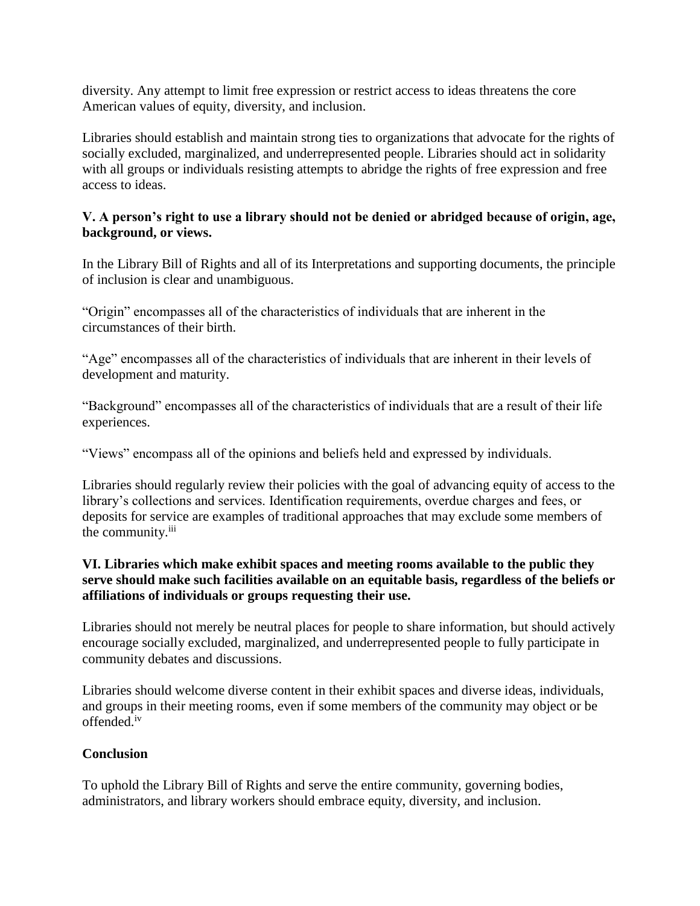diversity. Any attempt to limit free expression or restrict access to ideas threatens the core American values of equity, diversity, and inclusion.

Libraries should establish and maintain strong ties to organizations that advocate for the rights of socially excluded, marginalized, and underrepresented people. Libraries should act in solidarity with all groups or individuals resisting attempts to abridge the rights of free expression and free access to ideas.

**V. A person's right to use a library should not be denied or abridged because of origin, age, background, or views.**

In the Library Bill of Rights and all of its Interpretations and supporting documents, the principle of inclusion is clear and unambiguous.

"Origin" encompasses all of the characteristics of individuals that are inherent in the circumstances of their birth.

"Age" encompasses all of the characteristics of individuals that are inherent in their levels of development and maturity.

"Background" encompasses all of the characteristics of individuals that are a result of their life experiences.

"Views" encompass all of the opinions and beliefs held and expressed by individuals.

Libraries should regularly review their policies with the goal of advancing equity of access to the library's collections and services. Identification requirements, overdue charges and fees, or deposits for service are examples of traditional approaches that may exclude some members of the community.[iii]

**VI. Libraries which make exhibit spaces and meeting rooms available to the public they serve should make such facilities available on an equitable basis, regardless of the beliefs or affiliations of individuals or groups requesting their use.**

Libraries should not merely be neutral places for people to share information, but should actively encourage socially excluded, marginalized, and underrepresented people to fully participate in community debates and discussions.

Libraries should welcome diverse content in their exhibit spaces and diverse ideas, individuals, and groups in their meeting rooms, even if some members of the community may object or be offended.[iv]

**Conclusion**

To uphold the Library Bill of Rights and serve the entire community, governing bodies, administrators, and library workers should embrace equity, diversity, and inclusion.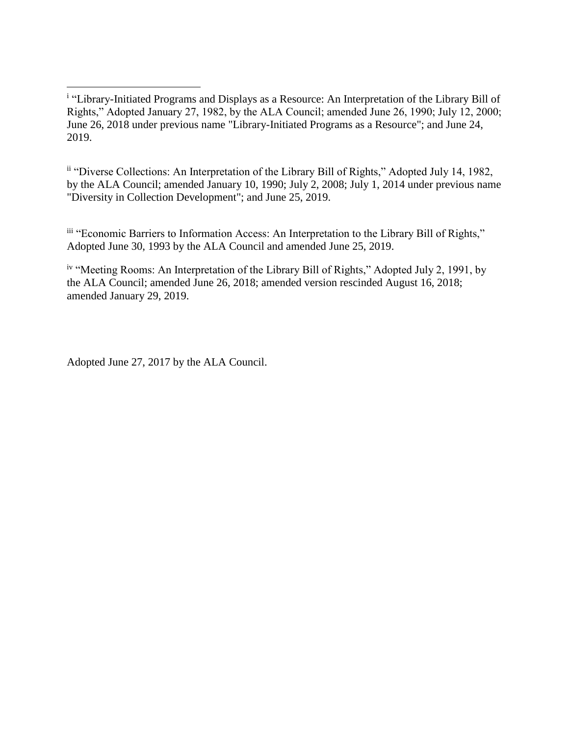---

[i] "Library-Initiated Programs and Displays as a Resource: An Interpretation of the Library Bill of Rights," Adopted January 27, 1982, by the ALA Council; amended June 26, 1990; July 12, 2000; June 26, 2018 under previous name "Library-Initiated Programs as a Resource"; and June 24, 2019.

[ii] "Diverse Collections: An Interpretation of the Library Bill of Rights," Adopted July 14, 1982, by the ALA Council; amended January 10, 1990; July 2, 2008; July 1, 2014 under previous name "Diversity in Collection Development"; and June 25, 2019.

[iii] "Economic Barriers to Information Access: An Interpretation to the Library Bill of Rights," Adopted June 30, 1993 by the ALA Council and amended June 25, 2019.

[iv] "Meeting Rooms: An Interpretation of the Library Bill of Rights," Adopted July 2, 1991, by the ALA Council; amended June 26, 2018; amended version rescinded August 16, 2018; amended January 29, 2019.

Adopted June 27, 2017 by the ALA Council.